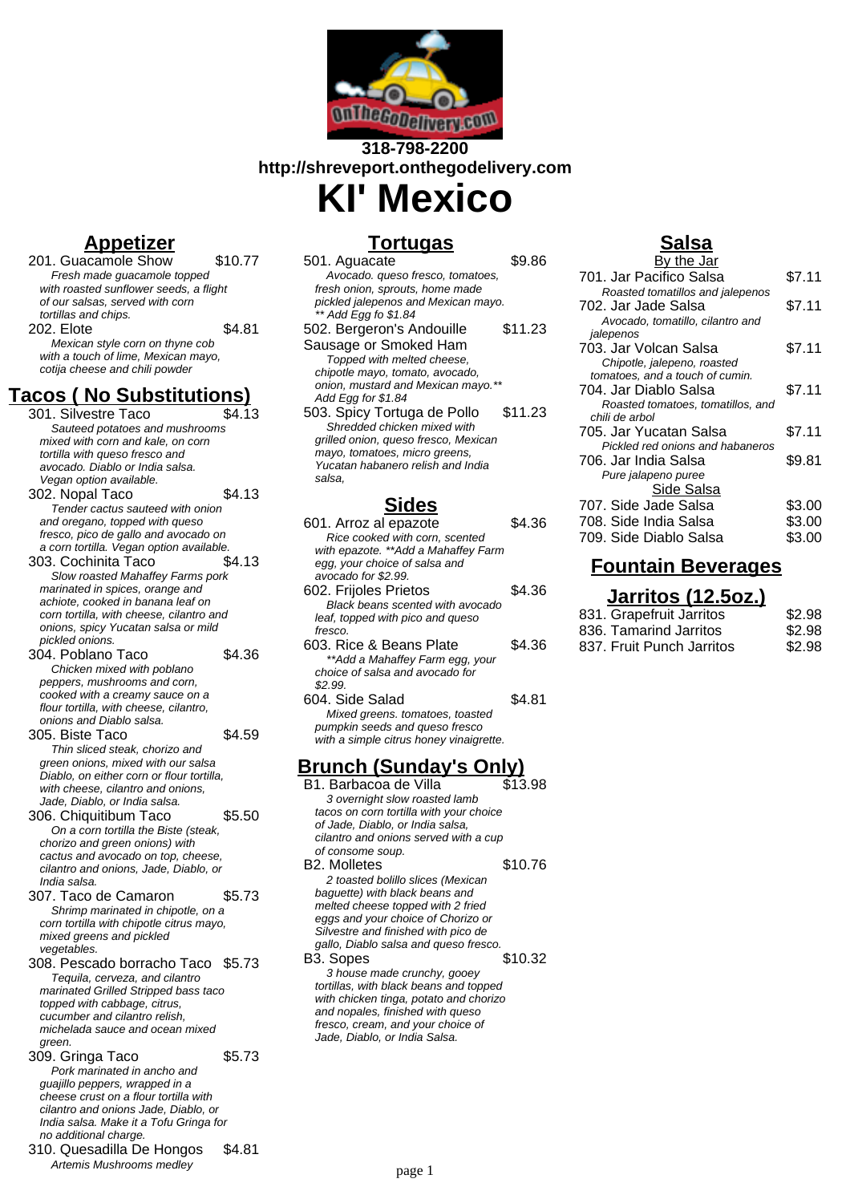318-798-2200

http://shreveport.onthegodelivery.com

# Kl' Mexico

## Appetizer

201. Guacamole Show — $10.77
*Fresh made guacamole topped with roasted sunflower seeds, a flight of our salsas, served with corn tortillas and chips.*

202. Elote — $4.81
*Mexican style corn on thyne cob with a touch of lime, Mexican mayo, cotija cheese and chili powder*

## Tacos ( No Substitutions)

301. Silvestre Taco — $4.13
*Sauteed potatoes and mushrooms mixed with corn and kale, on corn tortilla with queso fresco and avocado. Diablo or India salsa. Vegan option available.*

302. Nopal Taco — $4.13
*Tender cactus sauteed with onion and oregano, topped with queso fresco, pico de gallo and avocado on a corn tortilla. Vegan option available.*

303. Cochinita Taco — $4.13
*Slow roasted Mahaffey Farms pork marinated in spices, orange and achiote, cooked in banana leaf on corn tortilla, with cheese, cilantro and onions, spicy Yucatan salsa or mild pickled onions.*

304. Poblano Taco — $4.36
*Chicken mixed with poblano peppers, mushrooms and corn, cooked with a creamy sauce on a flour tortilla, with cheese, cilantro, onions and Diablo salsa.*

305. Biste Taco — $4.59
*Thin sliced steak, chorizo and green onions, mixed with our salsa Diablo, on either corn or flour tortilla, with cheese, cilantro and onions, Jade, Diablo, or India salsa.*

306. Chiquitibum Taco — $5.50
*On a corn tortilla the Biste (steak, chorizo and green onions) with cactus and avocado on top, cheese, cilantro and onions, Jade, Diablo, or India salsa.*

307. Taco de Camaron — $5.73
*Shrimp marinated in chipotle, on a corn tortilla with chipotle citrus mayo, mixed greens and pickled vegetables.*

308. Pescado borracho Taco — $5.73
*Tequila, cerveza, and cilantro marinated Grilled Stripped bass taco topped with cabbage, citrus, cucumber and cilantro relish, michelada sauce and ocean mixed green.*

309. Gringa Taco — $5.73
*Pork marinated in ancho and guajillo peppers, wrapped in a cheese crust on a flour tortilla with cilantro and onions Jade, Diablo, or India salsa. Make it a Tofu Gringa for no additional charge.*

310. Quesadilla De Hongos — $4.81
*Artemis Mushrooms medley*

## Tortugas

501. Aguacate — $9.86
*Avocado. queso fresco, tomatoes, fresh onion, sprouts, home made pickled jalepenos and Mexican mayo. ** Add Egg fo $1.84*

502. Bergeron's Andouille Sausage or Smoked Ham — $11.23
*Topped with melted cheese, chipotle mayo, tomato, avocado, onion, mustard and Mexican mayo.** Add Egg for $1.84*

503. Spicy Tortuga de Pollo — $11.23
*Shredded chicken mixed with grilled onion, queso fresco, Mexican mayo, tomatoes, micro greens, Yucatan habanero relish and India salsa,*

## Sides

601. Arroz al epazote — $4.36
*Rice cooked with corn, scented with epazote. **Add a Mahaffey Farm egg, your choice of salsa and avocado for $2.99.*

602. Frijoles Prietos — $4.36
*Black beans scented with avocado leaf, topped with pico and queso fresco.*

603. Rice & Beans Plate — $4.36
*Add a Mahaffey Farm egg, your choice of salsa and avocado for $2.99.*

604. Side Salad — $4.81
*Mixed greens. tomatoes, toasted pumpkin seeds and queso fresco with a simple citrus honey vinaigrette.*

## Brunch (Sunday's Only)

B1. Barbacoa de Villa — $13.98
*3 overnight slow roasted lamb tacos on corn tortilla with your choice of Jade, Diablo, or India salsa, cilantro and onions served with a cup of consome soup.*

B2. Molletes — $10.76
*2 toasted bolillo slices (Mexican baguette) with black beans and melted cheese topped with 2 fried eggs and your choice of Chorizo or Silvestre and finished with pico de gallo, Diablo salsa and queso fresco.*

B3. Sopes — $10.32
*3 house made crunchy, gooey tortillas, with black beans and topped with chicken tinga, potato and chorizo and nopales, finished with queso fresco, cream, and your choice of Jade, Diablo, or India Salsa.*

## Salsa

### By the Jar

701. Jar Pacifico Salsa — $7.11
*Roasted tomatillos and jalepenos*

702. Jar Jade Salsa — $7.11
*Avocado, tomatillo, cilantro and jalepenos*

703. Jar Volcan Salsa — $7.11
*Chipotle, jalepeno, roasted tomatoes, and a touch of cumin.*

704. Jar Diablo Salsa — $7.11
*Roasted tomatoes, tomatillos, and chili de arbol*

705. Jar Yucatan Salsa — $7.11
*Pickled red onions and habaneros*

706. Jar India Salsa — $9.81
*Pure jalapeno puree*

### Side Salsa

707. Side Jade Salsa — $3.00

708. Side India Salsa — $3.00

709. Side Diablo Salsa — $3.00

## Fountain Beverages

### Jarritos (12.5oz.)

831. Grapefruit Jarritos — $2.98

836. Tamarind Jarritos — $2.98

837. Fruit Punch Jarritos — $2.98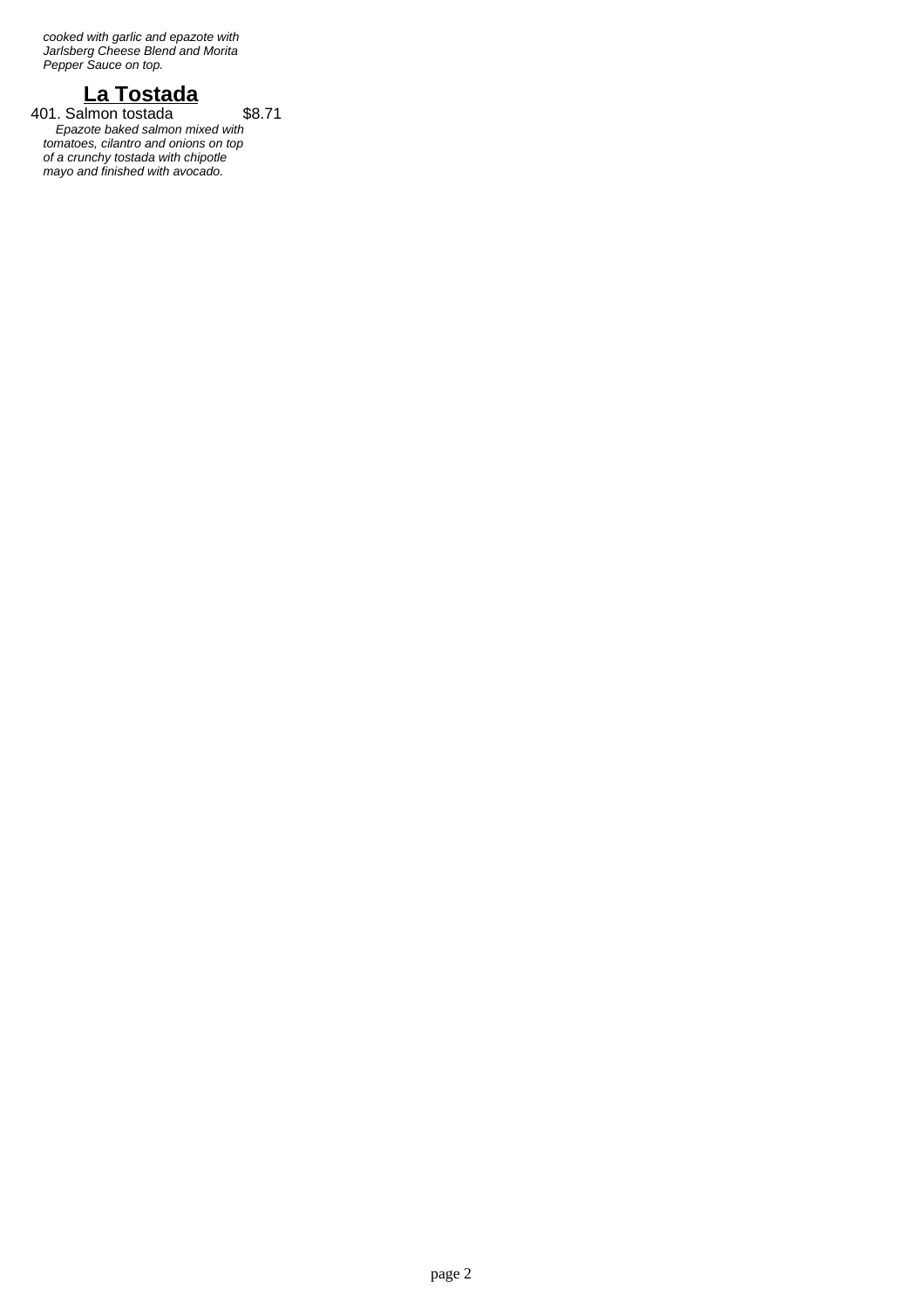*cooked with garlic and epazote with Jarlsberg Cheese Blend and Morita Pepper Sauce on top.*

## La Tostada

401. Salmon tostada $8.71

*Epazote baked salmon mixed with tomatoes, cilantro and onions on top of a crunchy tostada with chipotle mayo and finished with avocado.*